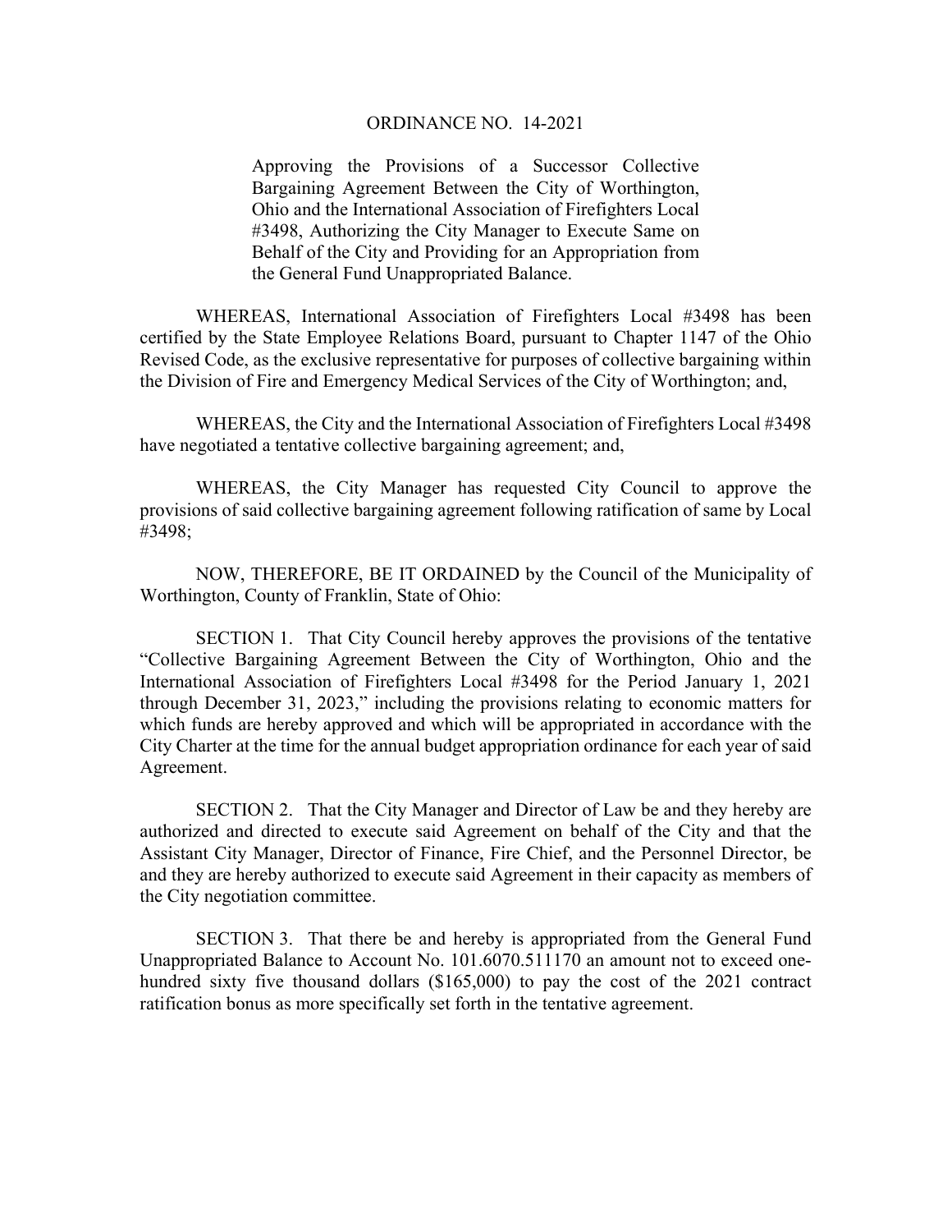# ORDINANCE NO. 14-2021

Approving the Provisions of a Successor Collective Bargaining Agreement Between the City of Worthington, Ohio and the International Association of Firefighters Local #3498, Authorizing the City Manager to Execute Same on Behalf of the City and Providing for an Appropriation from the General Fund Unappropriated Balance.

WHEREAS, International Association of Firefighters Local #3498 has been certified by the State Employee Relations Board, pursuant to Chapter 1147 of the Ohio Revised Code, as the exclusive representative for purposes of collective bargaining within the Division of Fire and Emergency Medical Services of the City of Worthington; and,

WHEREAS, the City and the International Association of Firefighters Local #3498 have negotiated a tentative collective bargaining agreement; and,

WHEREAS, the City Manager has requested City Council to approve the provisions of said collective bargaining agreement following ratification of same by Local #3498;

NOW, THEREFORE, BE IT ORDAINED by the Council of the Municipality of Worthington, County of Franklin, State of Ohio:

SECTION 1. That City Council hereby approves the provisions of the tentative "Collective Bargaining Agreement Between the City of Worthington, Ohio and the International Association of Firefighters Local #3498 for the Period January 1, 2021 through December 31, 2023," including the provisions relating to economic matters for which funds are hereby approved and which will be appropriated in accordance with the City Charter at the time for the annual budget appropriation ordinance for each year of said Agreement.

SECTION 2. That the City Manager and Director of Law be and they hereby are authorized and directed to execute said Agreement on behalf of the City and that the Assistant City Manager, Director of Finance, Fire Chief, and the Personnel Director, be and they are hereby authorized to execute said Agreement in their capacity as members of the City negotiation committee.

SECTION 3. That there be and hereby is appropriated from the General Fund Unappropriated Balance to Account No. 101.6070.511170 an amount not to exceed one-hundred sixty five thousand dollars ($165,000) to pay the cost of the 2021 contract ratification bonus as more specifically set forth in the tentative agreement.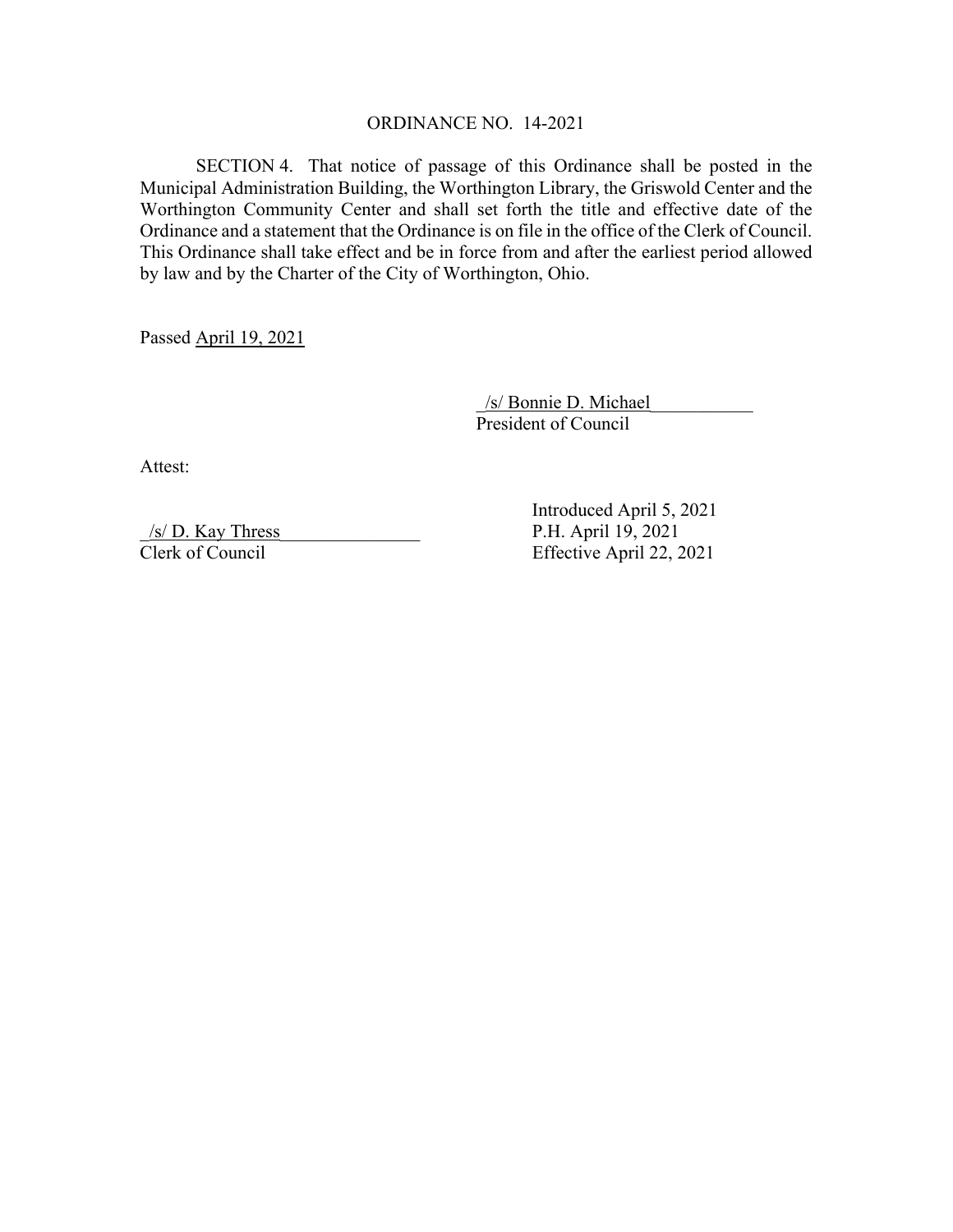ORDINANCE NO. 14-2021

SECTION 4. That notice of passage of this Ordinance shall be posted in the Municipal Administration Building, the Worthington Library, the Griswold Center and the Worthington Community Center and shall set forth the title and effective date of the Ordinance and a statement that the Ordinance is on file in the office of the Clerk of Council. This Ordinance shall take effect and be in force from and after the earliest period allowed by law and by the Charter of the City of Worthington, Ohio.

Passed April 19, 2021

_/s/ Bonnie D. Michael___________
President of Council

Attest:

_/s/ D. Kay Thress_______________
Clerk of Council

Introduced April 5, 2021
P.H. April 19, 2021
Effective April 22, 2021